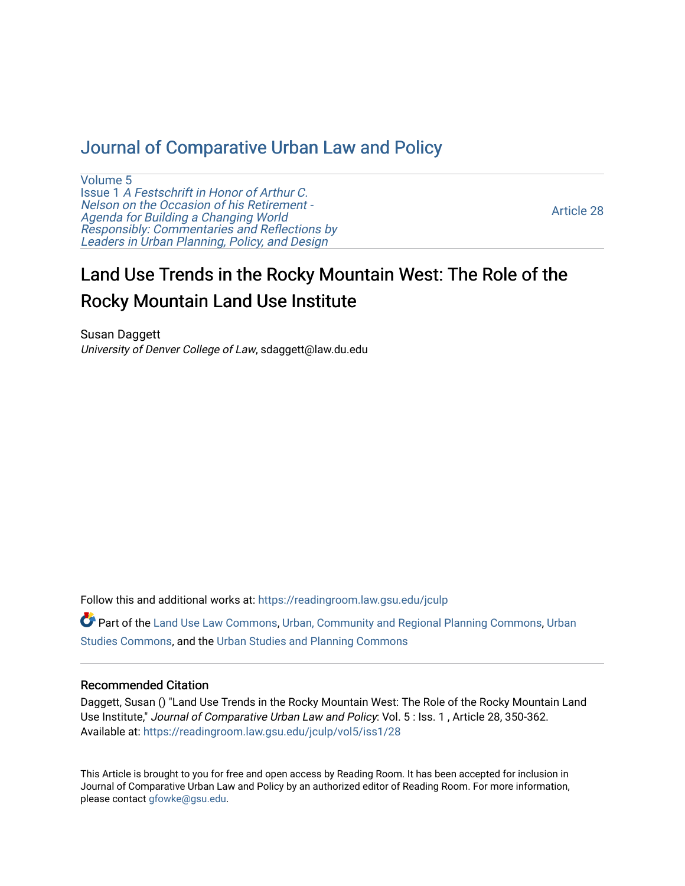# Journal of Comparative Urban Law and Policy

Volume 5
Issue 1 *A Festschrift in Honor of Arthur C. Nelson on the Occasion of his Retirement - Agenda for Building a Changing World Responsibly: Commentaries and Reflections by Leaders in Urban Planning, Policy, and Design*

Article 28

## Land Use Trends in the Rocky Mountain West: The Role of the Rocky Mountain Land Use Institute

Susan Daggett
*University of Denver College of Law*, sdaggett@law.du.edu

Follow this and additional works at: https://readingroom.law.gsu.edu/jculp

Part of the Land Use Law Commons, Urban, Community and Regional Planning Commons, Urban Studies Commons, and the Urban Studies and Planning Commons

### Recommended Citation

Daggett, Susan () "Land Use Trends in the Rocky Mountain West: The Role of the Rocky Mountain Land Use Institute," *Journal of Comparative Urban Law and Policy*: Vol. 5 : Iss. 1 , Article 28, 350-362.
Available at: https://readingroom.law.gsu.edu/jculp/vol5/iss1/28

This Article is brought to you for free and open access by Reading Room. It has been accepted for inclusion in Journal of Comparative Urban Law and Policy by an authorized editor of Reading Room. For more information, please contact gfowke@gsu.edu.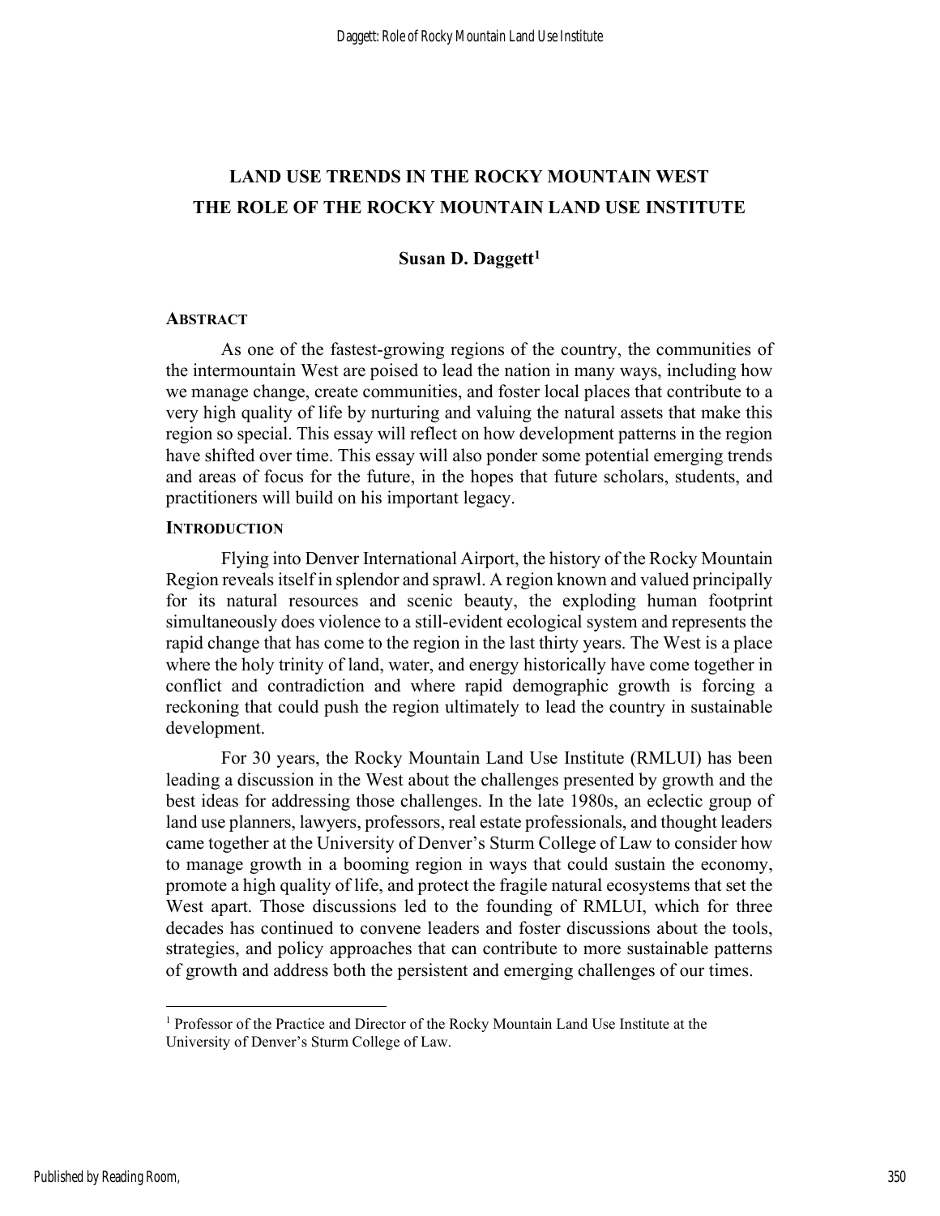# LAND USE TRENDS IN THE ROCKY MOUNTAIN WEST THE ROLE OF THE ROCKY MOUNTAIN LAND USE INSTITUTE

**Susan D. Daggett[1]**

## ABSTRACT

As one of the fastest-growing regions of the country, the communities of the intermountain West are poised to lead the nation in many ways, including how we manage change, create communities, and foster local places that contribute to a very high quality of life by nurturing and valuing the natural assets that make this region so special. This essay will reflect on how development patterns in the region have shifted over time. This essay will also ponder some potential emerging trends and areas of focus for the future, in the hopes that future scholars, students, and practitioners will build on his important legacy.

## INTRODUCTION

Flying into Denver International Airport, the history of the Rocky Mountain Region reveals itself in splendor and sprawl. A region known and valued principally for its natural resources and scenic beauty, the exploding human footprint simultaneously does violence to a still-evident ecological system and represents the rapid change that has come to the region in the last thirty years. The West is a place where the holy trinity of land, water, and energy historically have come together in conflict and contradiction and where rapid demographic growth is forcing a reckoning that could push the region ultimately to lead the country in sustainable development.

For 30 years, the Rocky Mountain Land Use Institute (RMLUI) has been leading a discussion in the West about the challenges presented by growth and the best ideas for addressing those challenges. In the late 1980s, an eclectic group of land use planners, lawyers, professors, real estate professionals, and thought leaders came together at the University of Denver's Sturm College of Law to consider how to manage growth in a booming region in ways that could sustain the economy, promote a high quality of life, and protect the fragile natural ecosystems that set the West apart. Those discussions led to the founding of RMLUI, which for three decades has continued to convene leaders and foster discussions about the tools, strategies, and policy approaches that can contribute to more sustainable patterns of growth and address both the persistent and emerging challenges of our times.

[1] Professor of the Practice and Director of the Rocky Mountain Land Use Institute at the University of Denver's Sturm College of Law.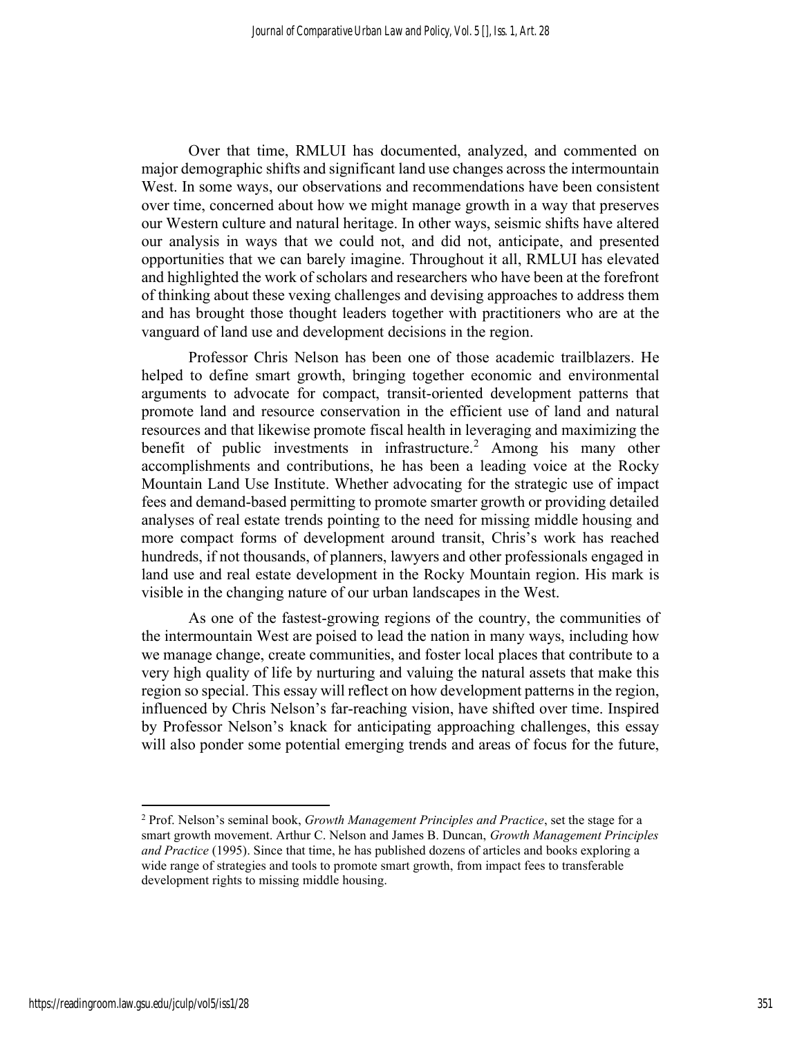Over that time, RMLUI has documented, analyzed, and commented on major demographic shifts and significant land use changes across the intermountain West. In some ways, our observations and recommendations have been consistent over time, concerned about how we might manage growth in a way that preserves our Western culture and natural heritage. In other ways, seismic shifts have altered our analysis in ways that we could not, and did not, anticipate, and presented opportunities that we can barely imagine. Throughout it all, RMLUI has elevated and highlighted the work of scholars and researchers who have been at the forefront of thinking about these vexing challenges and devising approaches to address them and has brought those thought leaders together with practitioners who are at the vanguard of land use and development decisions in the region.

Professor Chris Nelson has been one of those academic trailblazers. He helped to define smart growth, bringing together economic and environmental arguments to advocate for compact, transit-oriented development patterns that promote land and resource conservation in the efficient use of land and natural resources and that likewise promote fiscal health in leveraging and maximizing the benefit of public investments in infrastructure.[2] Among his many other accomplishments and contributions, he has been a leading voice at the Rocky Mountain Land Use Institute. Whether advocating for the strategic use of impact fees and demand-based permitting to promote smarter growth or providing detailed analyses of real estate trends pointing to the need for missing middle housing and more compact forms of development around transit, Chris's work has reached hundreds, if not thousands, of planners, lawyers and other professionals engaged in land use and real estate development in the Rocky Mountain region. His mark is visible in the changing nature of our urban landscapes in the West.

As one of the fastest-growing regions of the country, the communities of the intermountain West are poised to lead the nation in many ways, including how we manage change, create communities, and foster local places that contribute to a very high quality of life by nurturing and valuing the natural assets that make this region so special. This essay will reflect on how development patterns in the region, influenced by Chris Nelson's far-reaching vision, have shifted over time. Inspired by Professor Nelson's knack for anticipating approaching challenges, this essay will also ponder some potential emerging trends and areas of focus for the future,

---

[2] Prof. Nelson's seminal book, *Growth Management Principles and Practice*, set the stage for a smart growth movement. Arthur C. Nelson and James B. Duncan, *Growth Management Principles and Practice* (1995). Since that time, he has published dozens of articles and books exploring a wide range of strategies and tools to promote smart growth, from impact fees to transferable development rights to missing middle housing.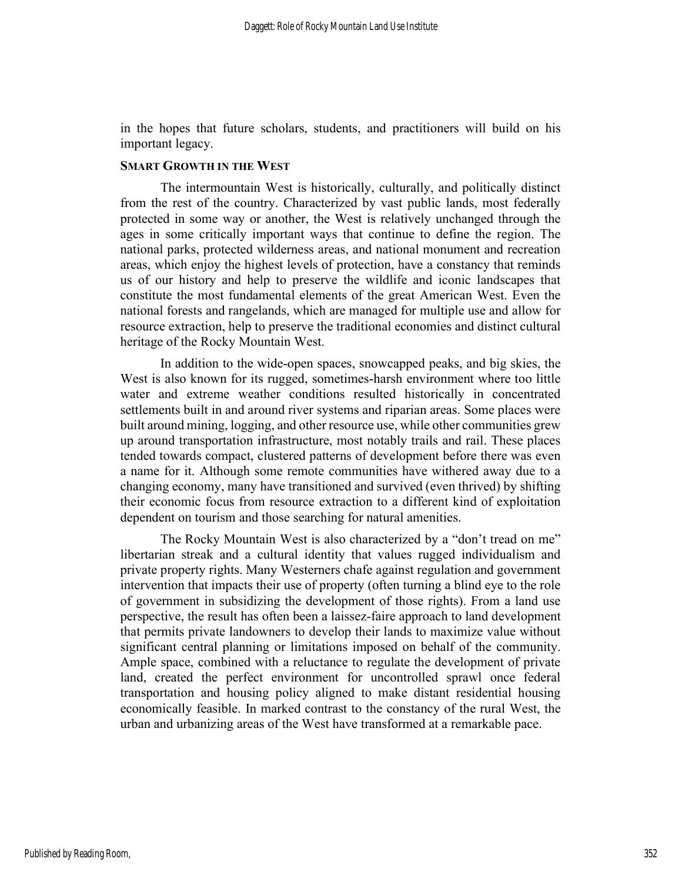in the hopes that future scholars, students, and practitioners will build on his important legacy.

## SMART GROWTH IN THE WEST

The intermountain West is historically, culturally, and politically distinct from the rest of the country. Characterized by vast public lands, most federally protected in some way or another, the West is relatively unchanged through the ages in some critically important ways that continue to define the region. The national parks, protected wilderness areas, and national monument and recreation areas, which enjoy the highest levels of protection, have a constancy that reminds us of our history and help to preserve the wildlife and iconic landscapes that constitute the most fundamental elements of the great American West. Even the national forests and rangelands, which are managed for multiple use and allow for resource extraction, help to preserve the traditional economies and distinct cultural heritage of the Rocky Mountain West.

In addition to the wide-open spaces, snowcapped peaks, and big skies, the West is also known for its rugged, sometimes-harsh environment where too little water and extreme weather conditions resulted historically in concentrated settlements built in and around river systems and riparian areas. Some places were built around mining, logging, and other resource use, while other communities grew up around transportation infrastructure, most notably trails and rail. These places tended towards compact, clustered patterns of development before there was even a name for it. Although some remote communities have withered away due to a changing economy, many have transitioned and survived (even thrived) by shifting their economic focus from resource extraction to a different kind of exploitation dependent on tourism and those searching for natural amenities.

The Rocky Mountain West is also characterized by a "don't tread on me" libertarian streak and a cultural identity that values rugged individualism and private property rights. Many Westerners chafe against regulation and government intervention that impacts their use of property (often turning a blind eye to the role of government in subsidizing the development of those rights). From a land use perspective, the result has often been a laissez-faire approach to land development that permits private landowners to develop their lands to maximize value without significant central planning or limitations imposed on behalf of the community. Ample space, combined with a reluctance to regulate the development of private land, created the perfect environment for uncontrolled sprawl once federal transportation and housing policy aligned to make distant residential housing economically feasible. In marked contrast to the constancy of the rural West, the urban and urbanizing areas of the West have transformed at a remarkable pace.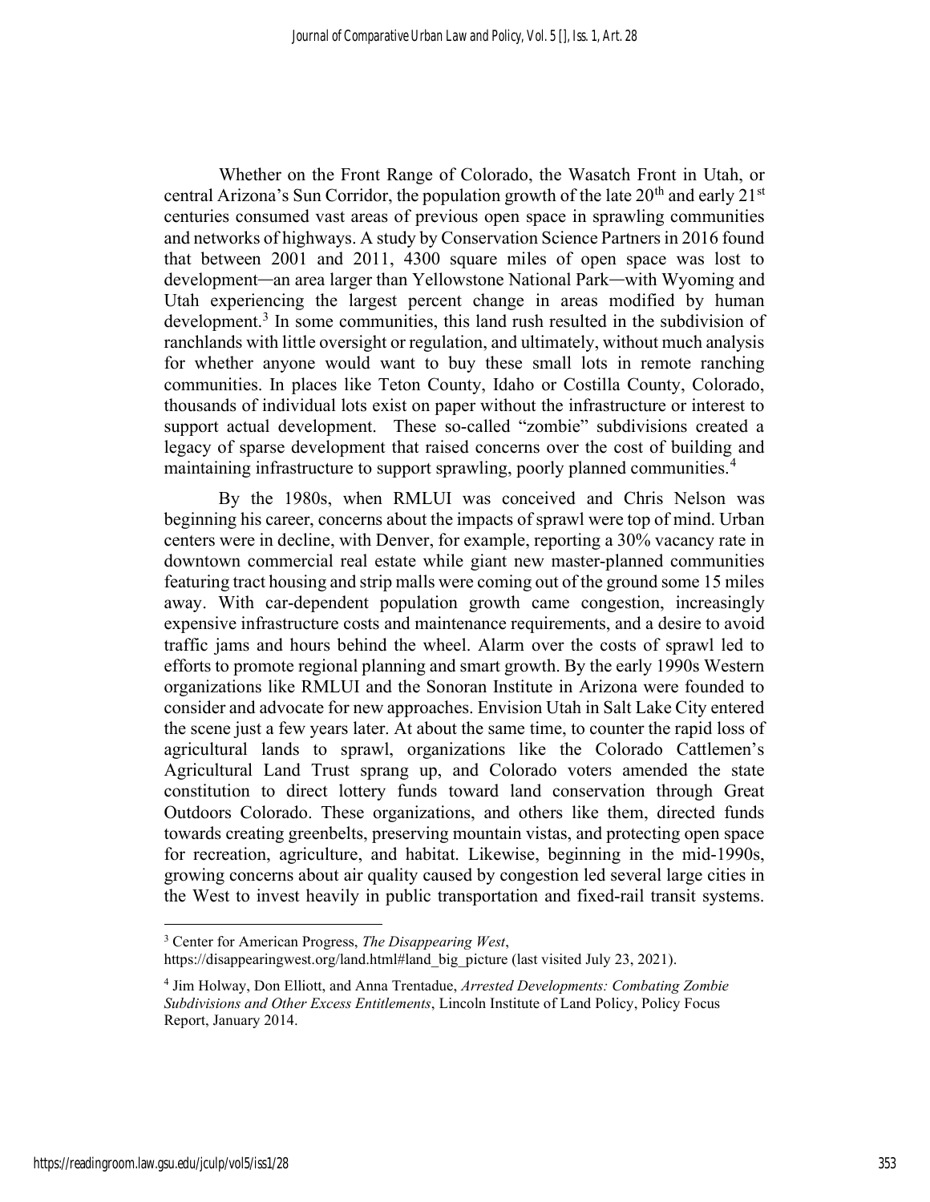Whether on the Front Range of Colorado, the Wasatch Front in Utah, or central Arizona's Sun Corridor, the population growth of the late $20^{th}$ and early $21^{st}$ centuries consumed vast areas of previous open space in sprawling communities and networks of highways. A study by Conservation Science Partners in 2016 found that between 2001 and 2011, 4300 square miles of open space was lost to development—an area larger than Yellowstone National Park—with Wyoming and Utah experiencing the largest percent change in areas modified by human development.[3] In some communities, this land rush resulted in the subdivision of ranchlands with little oversight or regulation, and ultimately, without much analysis for whether anyone would want to buy these small lots in remote ranching communities. In places like Teton County, Idaho or Costilla County, Colorado, thousands of individual lots exist on paper without the infrastructure or interest to support actual development. These so-called "zombie" subdivisions created a legacy of sparse development that raised concerns over the cost of building and maintaining infrastructure to support sprawling, poorly planned communities.[4]

By the 1980s, when RMLUI was conceived and Chris Nelson was beginning his career, concerns about the impacts of sprawl were top of mind. Urban centers were in decline, with Denver, for example, reporting a 30% vacancy rate in downtown commercial real estate while giant new master-planned communities featuring tract housing and strip malls were coming out of the ground some 15 miles away. With car-dependent population growth came congestion, increasingly expensive infrastructure costs and maintenance requirements, and a desire to avoid traffic jams and hours behind the wheel. Alarm over the costs of sprawl led to efforts to promote regional planning and smart growth. By the early 1990s Western organizations like RMLUI and the Sonoran Institute in Arizona were founded to consider and advocate for new approaches. Envision Utah in Salt Lake City entered the scene just a few years later. At about the same time, to counter the rapid loss of agricultural lands to sprawl, organizations like the Colorado Cattlemen's Agricultural Land Trust sprang up, and Colorado voters amended the state constitution to direct lottery funds toward land conservation through Great Outdoors Colorado. These organizations, and others like them, directed funds towards creating greenbelts, preserving mountain vistas, and protecting open space for recreation, agriculture, and habitat. Likewise, beginning in the mid-1990s, growing concerns about air quality caused by congestion led several large cities in the West to invest heavily in public transportation and fixed-rail transit systems.

---

[3] Center for American Progress, *The Disappearing West*, https://disappearingwest.org/land.html#land_big_picture (last visited July 23, 2021).

[4] Jim Holway, Don Elliott, and Anna Trentadue, *Arrested Developments: Combating Zombie Subdivisions and Other Excess Entitlements*, Lincoln Institute of Land Policy, Policy Focus Report, January 2014.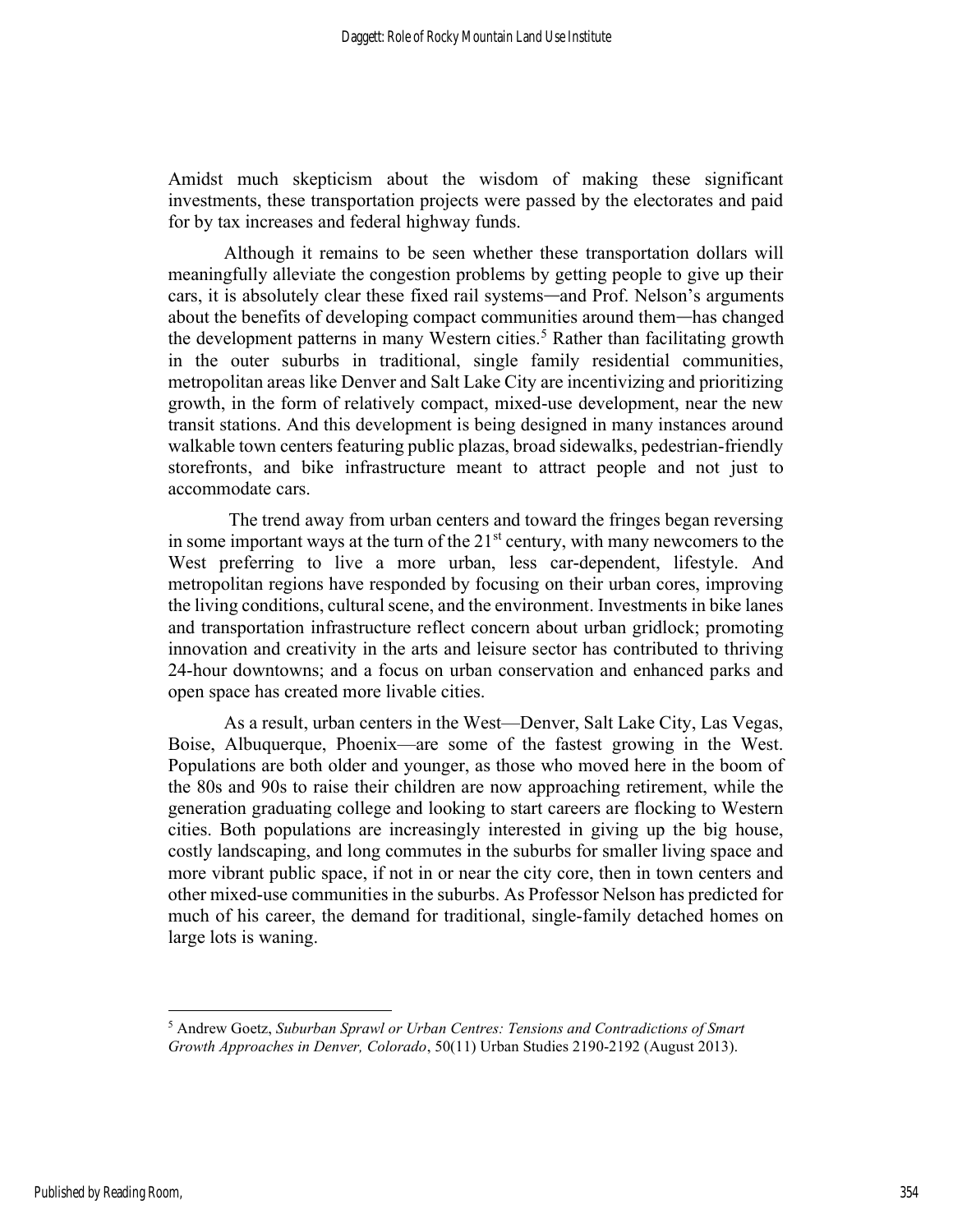Amidst much skepticism about the wisdom of making these significant investments, these transportation projects were passed by the electorates and paid for by tax increases and federal highway funds.

Although it remains to be seen whether these transportation dollars will meaningfully alleviate the congestion problems by getting people to give up their cars, it is absolutely clear these fixed rail systems—and Prof. Nelson's arguments about the benefits of developing compact communities around them—has changed the development patterns in many Western cities.[5] Rather than facilitating growth in the outer suburbs in traditional, single family residential communities, metropolitan areas like Denver and Salt Lake City are incentivizing and prioritizing growth, in the form of relatively compact, mixed-use development, near the new transit stations. And this development is being designed in many instances around walkable town centers featuring public plazas, broad sidewalks, pedestrian-friendly storefronts, and bike infrastructure meant to attract people and not just to accommodate cars.

The trend away from urban centers and toward the fringes began reversing in some important ways at the turn of the 21st century, with many newcomers to the West preferring to live a more urban, less car-dependent, lifestyle. And metropolitan regions have responded by focusing on their urban cores, improving the living conditions, cultural scene, and the environment. Investments in bike lanes and transportation infrastructure reflect concern about urban gridlock; promoting innovation and creativity in the arts and leisure sector has contributed to thriving 24-hour downtowns; and a focus on urban conservation and enhanced parks and open space has created more livable cities.

As a result, urban centers in the West—Denver, Salt Lake City, Las Vegas, Boise, Albuquerque, Phoenix—are some of the fastest growing in the West. Populations are both older and younger, as those who moved here in the boom of the 80s and 90s to raise their children are now approaching retirement, while the generation graduating college and looking to start careers are flocking to Western cities. Both populations are increasingly interested in giving up the big house, costly landscaping, and long commutes in the suburbs for smaller living space and more vibrant public space, if not in or near the city core, then in town centers and other mixed-use communities in the suburbs. As Professor Nelson has predicted for much of his career, the demand for traditional, single-family detached homes on large lots is waning.

[5] Andrew Goetz, *Suburban Sprawl or Urban Centres: Tensions and Contradictions of Smart Growth Approaches in Denver, Colorado*, 50(11) Urban Studies 2190-2192 (August 2013).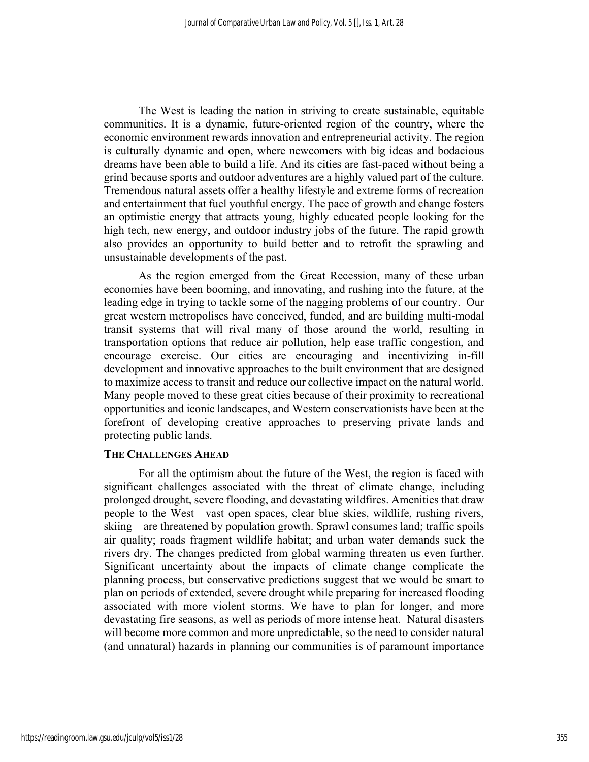The West is leading the nation in striving to create sustainable, equitable communities. It is a dynamic, future-oriented region of the country, where the economic environment rewards innovation and entrepreneurial activity. The region is culturally dynamic and open, where newcomers with big ideas and bodacious dreams have been able to build a life. And its cities are fast-paced without being a grind because sports and outdoor adventures are a highly valued part of the culture. Tremendous natural assets offer a healthy lifestyle and extreme forms of recreation and entertainment that fuel youthful energy. The pace of growth and change fosters an optimistic energy that attracts young, highly educated people looking for the high tech, new energy, and outdoor industry jobs of the future. The rapid growth also provides an opportunity to build better and to retrofit the sprawling and unsustainable developments of the past.

As the region emerged from the Great Recession, many of these urban economies have been booming, and innovating, and rushing into the future, at the leading edge in trying to tackle some of the nagging problems of our country. Our great western metropolises have conceived, funded, and are building multi-modal transit systems that will rival many of those around the world, resulting in transportation options that reduce air pollution, help ease traffic congestion, and encourage exercise. Our cities are encouraging and incentivizing in-fill development and innovative approaches to the built environment that are designed to maximize access to transit and reduce our collective impact on the natural world. Many people moved to these great cities because of their proximity to recreational opportunities and iconic landscapes, and Western conservationists have been at the forefront of developing creative approaches to preserving private lands and protecting public lands.

### THE CHALLENGES AHEAD

For all the optimism about the future of the West, the region is faced with significant challenges associated with the threat of climate change, including prolonged drought, severe flooding, and devastating wildfires. Amenities that draw people to the West—vast open spaces, clear blue skies, wildlife, rushing rivers, skiing—are threatened by population growth. Sprawl consumes land; traffic spoils air quality; roads fragment wildlife habitat; and urban water demands suck the rivers dry. The changes predicted from global warming threaten us even further. Significant uncertainty about the impacts of climate change complicate the planning process, but conservative predictions suggest that we would be smart to plan on periods of extended, severe drought while preparing for increased flooding associated with more violent storms. We have to plan for longer, and more devastating fire seasons, as well as periods of more intense heat. Natural disasters will become more common and more unpredictable, so the need to consider natural (and unnatural) hazards in planning our communities is of paramount importance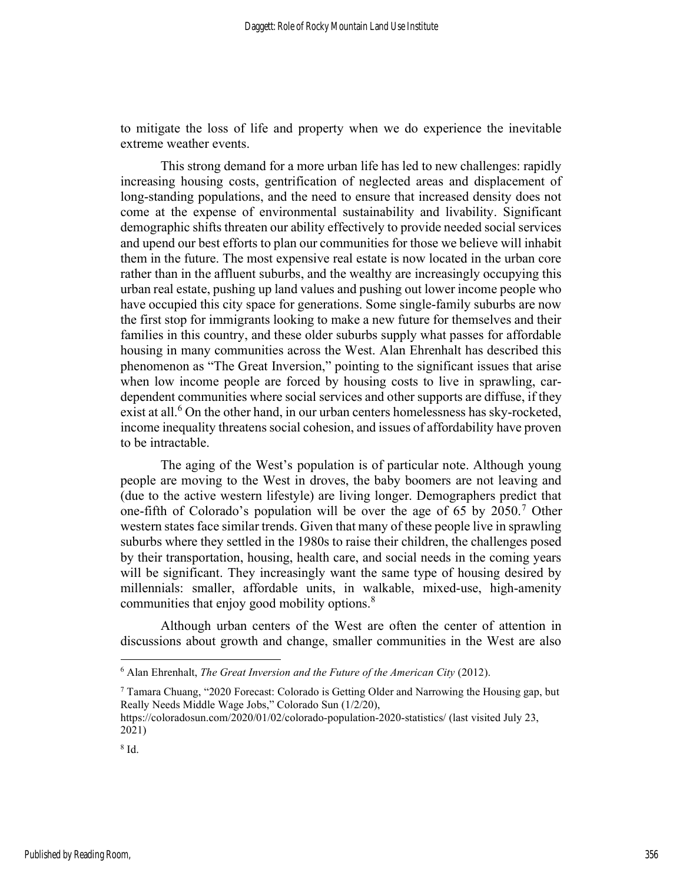to mitigate the loss of life and property when we do experience the inevitable extreme weather events.

This strong demand for a more urban life has led to new challenges: rapidly increasing housing costs, gentrification of neglected areas and displacement of long-standing populations, and the need to ensure that increased density does not come at the expense of environmental sustainability and livability. Significant demographic shifts threaten our ability effectively to provide needed social services and upend our best efforts to plan our communities for those we believe will inhabit them in the future. The most expensive real estate is now located in the urban core rather than in the affluent suburbs, and the wealthy are increasingly occupying this urban real estate, pushing up land values and pushing out lower income people who have occupied this city space for generations. Some single-family suburbs are now the first stop for immigrants looking to make a new future for themselves and their families in this country, and these older suburbs supply what passes for affordable housing in many communities across the West. Alan Ehrenhalt has described this phenomenon as "The Great Inversion," pointing to the significant issues that arise when low income people are forced by housing costs to live in sprawling, car-dependent communities where social services and other supports are diffuse, if they exist at all.[6] On the other hand, in our urban centers homelessness has sky-rocketed, income inequality threatens social cohesion, and issues of affordability have proven to be intractable.

The aging of the West's population is of particular note. Although young people are moving to the West in droves, the baby boomers are not leaving and (due to the active western lifestyle) are living longer. Demographers predict that one-fifth of Colorado's population will be over the age of 65 by 2050.[7] Other western states face similar trends. Given that many of these people live in sprawling suburbs where they settled in the 1980s to raise their children, the challenges posed by their transportation, housing, health care, and social needs in the coming years will be significant. They increasingly want the same type of housing desired by millennials: smaller, affordable units, in walkable, mixed-use, high-amenity communities that enjoy good mobility options.[8]

Although urban centers of the West are often the center of attention in discussions about growth and change, smaller communities in the West are also

---

[6] Alan Ehrenhalt, *The Great Inversion and the Future of the American City* (2012).

[7] Tamara Chuang, "2020 Forecast: Colorado is Getting Older and Narrowing the Housing gap, but Really Needs Middle Wage Jobs," Colorado Sun (1/2/20), https://coloradosun.com/2020/01/02/colorado-population-2020-statistics/ (last visited July 23, 2021)

[8] Id.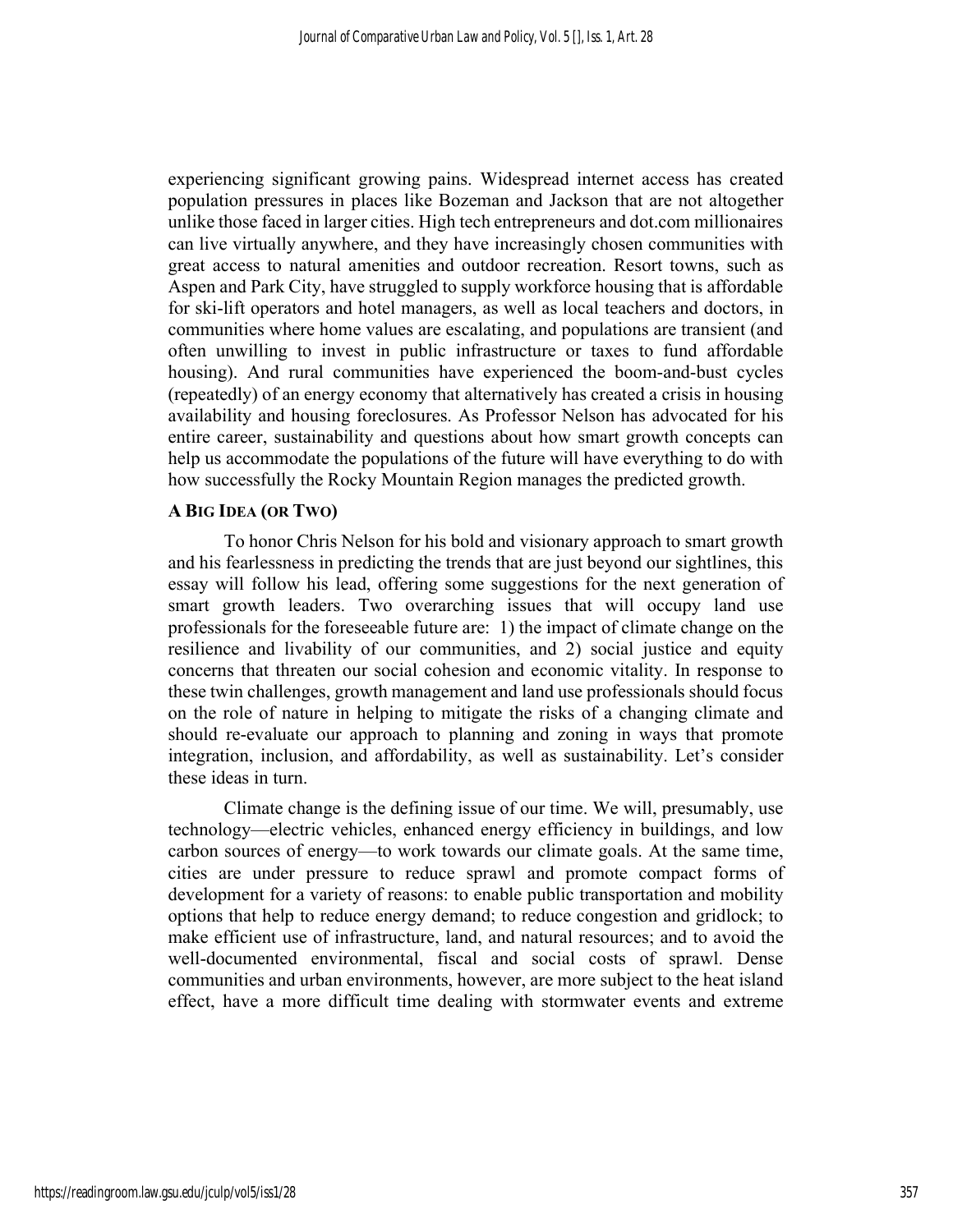experiencing significant growing pains. Widespread internet access has created population pressures in places like Bozeman and Jackson that are not altogether unlike those faced in larger cities. High tech entrepreneurs and dot.com millionaires can live virtually anywhere, and they have increasingly chosen communities with great access to natural amenities and outdoor recreation. Resort towns, such as Aspen and Park City, have struggled to supply workforce housing that is affordable for ski-lift operators and hotel managers, as well as local teachers and doctors, in communities where home values are escalating, and populations are transient (and often unwilling to invest in public infrastructure or taxes to fund affordable housing). And rural communities have experienced the boom-and-bust cycles (repeatedly) of an energy economy that alternatively has created a crisis in housing availability and housing foreclosures. As Professor Nelson has advocated for his entire career, sustainability and questions about how smart growth concepts can help us accommodate the populations of the future will have everything to do with how successfully the Rocky Mountain Region manages the predicted growth.

## A BIG IDEA (OR TWO)

To honor Chris Nelson for his bold and visionary approach to smart growth and his fearlessness in predicting the trends that are just beyond our sightlines, this essay will follow his lead, offering some suggestions for the next generation of smart growth leaders. Two overarching issues that will occupy land use professionals for the foreseeable future are: 1) the impact of climate change on the resilience and livability of our communities, and 2) social justice and equity concerns that threaten our social cohesion and economic vitality. In response to these twin challenges, growth management and land use professionals should focus on the role of nature in helping to mitigate the risks of a changing climate and should re-evaluate our approach to planning and zoning in ways that promote integration, inclusion, and affordability, as well as sustainability. Let's consider these ideas in turn.

Climate change is the defining issue of our time. We will, presumably, use technology—electric vehicles, enhanced energy efficiency in buildings, and low carbon sources of energy—to work towards our climate goals. At the same time, cities are under pressure to reduce sprawl and promote compact forms of development for a variety of reasons: to enable public transportation and mobility options that help to reduce energy demand; to reduce congestion and gridlock; to make efficient use of infrastructure, land, and natural resources; and to avoid the well-documented environmental, fiscal and social costs of sprawl. Dense communities and urban environments, however, are more subject to the heat island effect, have a more difficult time dealing with stormwater events and extreme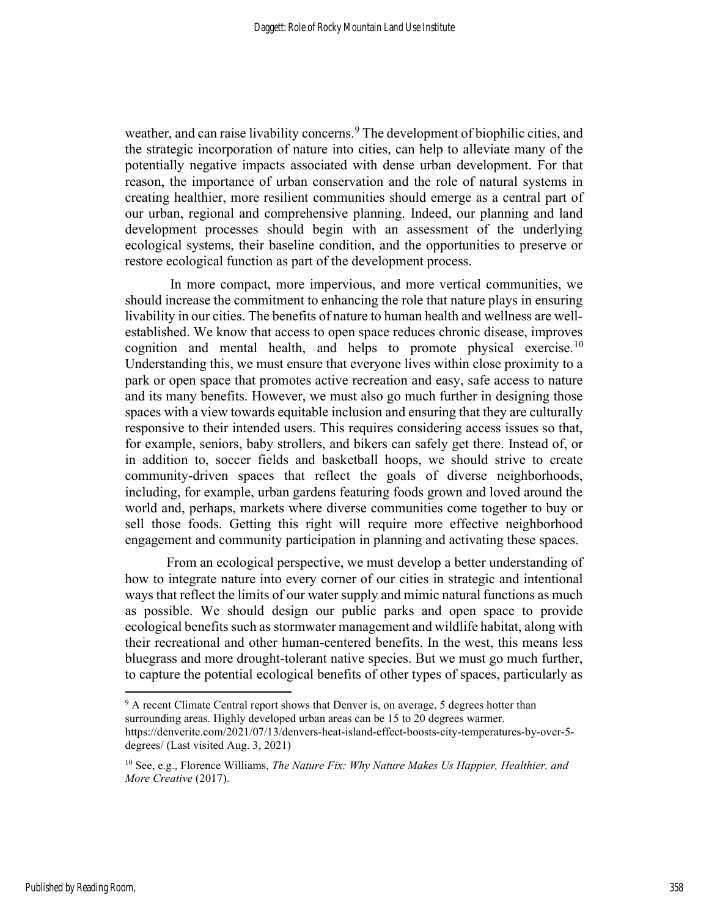weather, and can raise livability concerns.[9] The development of biophilic cities, and the strategic incorporation of nature into cities, can help to alleviate many of the potentially negative impacts associated with dense urban development. For that reason, the importance of urban conservation and the role of natural systems in creating healthier, more resilient communities should emerge as a central part of our urban, regional and comprehensive planning. Indeed, our planning and land development processes should begin with an assessment of the underlying ecological systems, their baseline condition, and the opportunities to preserve or restore ecological function as part of the development process.

In more compact, more impervious, and more vertical communities, we should increase the commitment to enhancing the role that nature plays in ensuring livability in our cities. The benefits of nature to human health and wellness are well-established. We know that access to open space reduces chronic disease, improves cognition and mental health, and helps to promote physical exercise.[10] Understanding this, we must ensure that everyone lives within close proximity to a park or open space that promotes active recreation and easy, safe access to nature and its many benefits. However, we must also go much further in designing those spaces with a view towards equitable inclusion and ensuring that they are culturally responsive to their intended users. This requires considering access issues so that, for example, seniors, baby strollers, and bikers can safely get there. Instead of, or in addition to, soccer fields and basketball hoops, we should strive to create community-driven spaces that reflect the goals of diverse neighborhoods, including, for example, urban gardens featuring foods grown and loved around the world and, perhaps, markets where diverse communities come together to buy or sell those foods. Getting this right will require more effective neighborhood engagement and community participation in planning and activating these spaces.

From an ecological perspective, we must develop a better understanding of how to integrate nature into every corner of our cities in strategic and intentional ways that reflect the limits of our water supply and mimic natural functions as much as possible. We should design our public parks and open space to provide ecological benefits such as stormwater management and wildlife habitat, along with their recreational and other human-centered benefits. In the west, this means less bluegrass and more drought-tolerant native species. But we must go much further, to capture the potential ecological benefits of other types of spaces, particularly as

---

[9] A recent Climate Central report shows that Denver is, on average, 5 degrees hotter than surrounding areas. Highly developed urban areas can be 15 to 20 degrees warmer. https://denverite.com/2021/07/13/denvers-heat-island-effect-boosts-city-temperatures-by-over-5-degrees/ (Last visited Aug. 3, 2021)

[10] See, e.g., Florence Williams, *The Nature Fix: Why Nature Makes Us Happier, Healthier, and More Creative* (2017).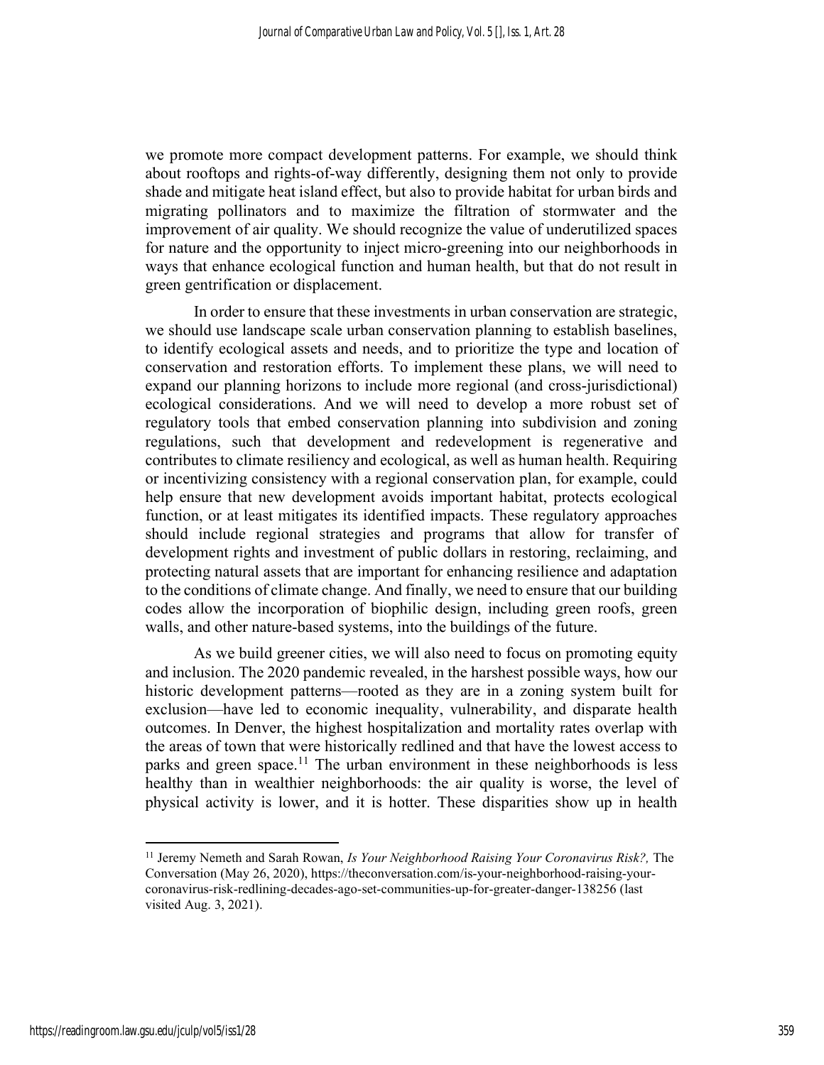we promote more compact development patterns. For example, we should think about rooftops and rights-of-way differently, designing them not only to provide shade and mitigate heat island effect, but also to provide habitat for urban birds and migrating pollinators and to maximize the filtration of stormwater and the improvement of air quality. We should recognize the value of underutilized spaces for nature and the opportunity to inject micro-greening into our neighborhoods in ways that enhance ecological function and human health, but that do not result in green gentrification or displacement.

In order to ensure that these investments in urban conservation are strategic, we should use landscape scale urban conservation planning to establish baselines, to identify ecological assets and needs, and to prioritize the type and location of conservation and restoration efforts. To implement these plans, we will need to expand our planning horizons to include more regional (and cross-jurisdictional) ecological considerations. And we will need to develop a more robust set of regulatory tools that embed conservation planning into subdivision and zoning regulations, such that development and redevelopment is regenerative and contributes to climate resiliency and ecological, as well as human health. Requiring or incentivizing consistency with a regional conservation plan, for example, could help ensure that new development avoids important habitat, protects ecological function, or at least mitigates its identified impacts. These regulatory approaches should include regional strategies and programs that allow for transfer of development rights and investment of public dollars in restoring, reclaiming, and protecting natural assets that are important for enhancing resilience and adaptation to the conditions of climate change. And finally, we need to ensure that our building codes allow the incorporation of biophilic design, including green roofs, green walls, and other nature-based systems, into the buildings of the future.

As we build greener cities, we will also need to focus on promoting equity and inclusion. The 2020 pandemic revealed, in the harshest possible ways, how our historic development patterns—rooted as they are in a zoning system built for exclusion—have led to economic inequality, vulnerability, and disparate health outcomes. In Denver, the highest hospitalization and mortality rates overlap with the areas of town that were historically redlined and that have the lowest access to parks and green space.[11] The urban environment in these neighborhoods is less healthy than in wealthier neighborhoods: the air quality is worse, the level of physical activity is lower, and it is hotter. These disparities show up in health

---

[11] Jeremy Nemeth and Sarah Rowan, *Is Your Neighborhood Raising Your Coronavirus Risk?,* The Conversation (May 26, 2020), https://theconversation.com/is-your-neighborhood-raising-your-coronavirus-risk-redlining-decades-ago-set-communities-up-for-greater-danger-138256 (last visited Aug. 3, 2021).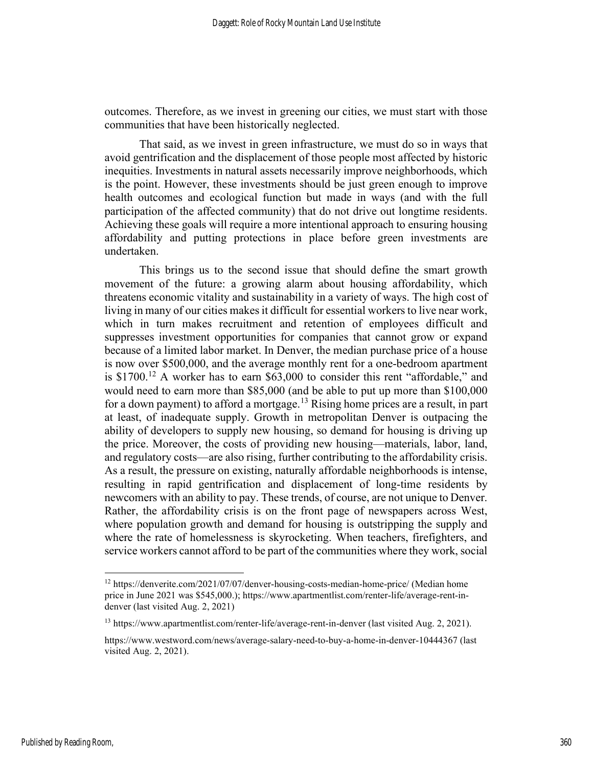outcomes. Therefore, as we invest in greening our cities, we must start with those communities that have been historically neglected.

That said, as we invest in green infrastructure, we must do so in ways that avoid gentrification and the displacement of those people most affected by historic inequities. Investments in natural assets necessarily improve neighborhoods, which is the point. However, these investments should be just green enough to improve health outcomes and ecological function but made in ways (and with the full participation of the affected community) that do not drive out longtime residents. Achieving these goals will require a more intentional approach to ensuring housing affordability and putting protections in place before green investments are undertaken.

This brings us to the second issue that should define the smart growth movement of the future: a growing alarm about housing affordability, which threatens economic vitality and sustainability in a variety of ways. The high cost of living in many of our cities makes it difficult for essential workers to live near work, which in turn makes recruitment and retention of employees difficult and suppresses investment opportunities for companies that cannot grow or expand because of a limited labor market. In Denver, the median purchase price of a house is now over $500,000, and the average monthly rent for a one-bedroom apartment is $1700.[12] A worker has to earn $63,000 to consider this rent "affordable," and would need to earn more than $85,000 (and be able to put up more than $100,000 for a down payment) to afford a mortgage.[13] Rising home prices are a result, in part at least, of inadequate supply. Growth in metropolitan Denver is outpacing the ability of developers to supply new housing, so demand for housing is driving up the price. Moreover, the costs of providing new housing—materials, labor, land, and regulatory costs—are also rising, further contributing to the affordability crisis. As a result, the pressure on existing, naturally affordable neighborhoods is intense, resulting in rapid gentrification and displacement of long-time residents by newcomers with an ability to pay. These trends, of course, are not unique to Denver. Rather, the affordability crisis is on the front page of newspapers across West, where population growth and demand for housing is outstripping the supply and where the rate of homelessness is skyrocketing. When teachers, firefighters, and service workers cannot afford to be part of the communities where they work, social

---

[12] https://denverite.com/2021/07/07/denver-housing-costs-median-home-price/ (Median home price in June 2021 was $545,000.); https://www.apartmentlist.com/renter-life/average-rent-in-denver (last visited Aug. 2, 2021)

[13] https://www.apartmentlist.com/renter-life/average-rent-in-denver (last visited Aug. 2, 2021).

https://www.westword.com/news/average-salary-need-to-buy-a-home-in-denver-10444367 (last visited Aug. 2, 2021).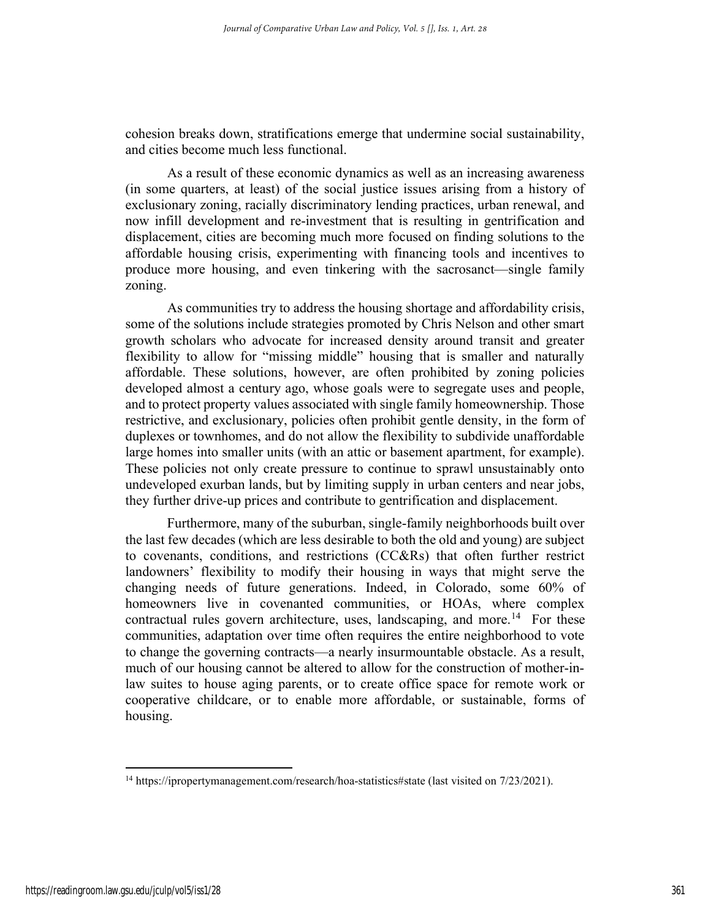cohesion breaks down, stratifications emerge that undermine social sustainability, and cities become much less functional.

As a result of these economic dynamics as well as an increasing awareness (in some quarters, at least) of the social justice issues arising from a history of exclusionary zoning, racially discriminatory lending practices, urban renewal, and now infill development and re-investment that is resulting in gentrification and displacement, cities are becoming much more focused on finding solutions to the affordable housing crisis, experimenting with financing tools and incentives to produce more housing, and even tinkering with the sacrosanct—single family zoning.

As communities try to address the housing shortage and affordability crisis, some of the solutions include strategies promoted by Chris Nelson and other smart growth scholars who advocate for increased density around transit and greater flexibility to allow for "missing middle" housing that is smaller and naturally affordable. These solutions, however, are often prohibited by zoning policies developed almost a century ago, whose goals were to segregate uses and people, and to protect property values associated with single family homeownership. Those restrictive, and exclusionary, policies often prohibit gentle density, in the form of duplexes or townhomes, and do not allow the flexibility to subdivide unaffordable large homes into smaller units (with an attic or basement apartment, for example). These policies not only create pressure to continue to sprawl unsustainably onto undeveloped exurban lands, but by limiting supply in urban centers and near jobs, they further drive-up prices and contribute to gentrification and displacement.

Furthermore, many of the suburban, single-family neighborhoods built over the last few decades (which are less desirable to both the old and young) are subject to covenants, conditions, and restrictions (CC&Rs) that often further restrict landowners' flexibility to modify their housing in ways that might serve the changing needs of future generations. Indeed, in Colorado, some 60% of homeowners live in covenanted communities, or HOAs, where complex contractual rules govern architecture, uses, landscaping, and more.[14] For these communities, adaptation over time often requires the entire neighborhood to vote to change the governing contracts—a nearly insurmountable obstacle. As a result, much of our housing cannot be altered to allow for the construction of mother-in-law suites to house aging parents, or to create office space for remote work or cooperative childcare, or to enable more affordable, or sustainable, forms of housing.

---

[14] https://ipropertymanagement.com/research/hoa-statistics#state (last visited on 7/23/2021).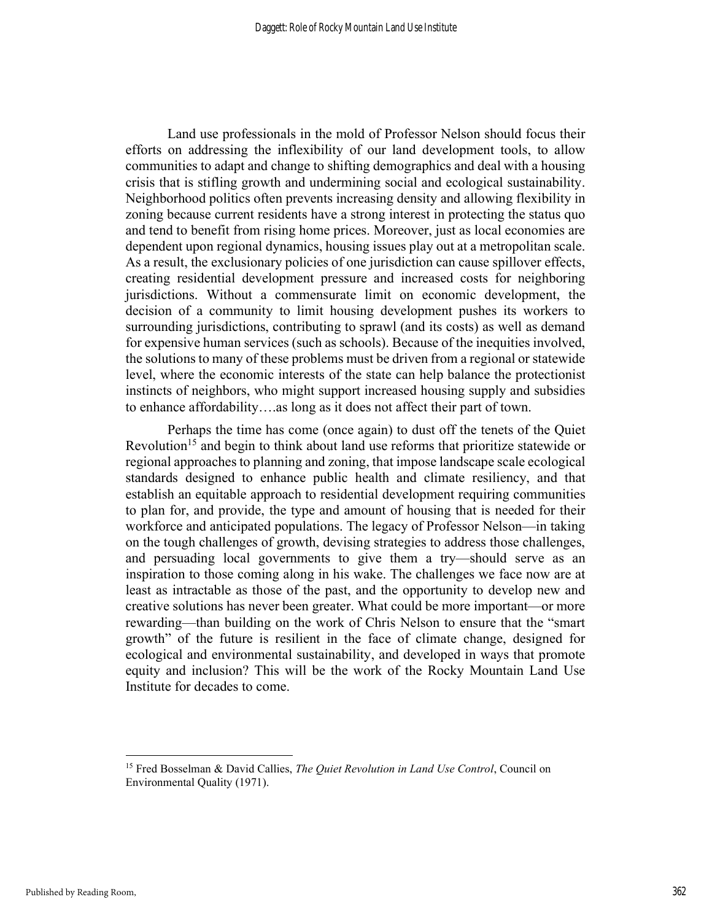Land use professionals in the mold of Professor Nelson should focus their efforts on addressing the inflexibility of our land development tools, to allow communities to adapt and change to shifting demographics and deal with a housing crisis that is stifling growth and undermining social and ecological sustainability. Neighborhood politics often prevents increasing density and allowing flexibility in zoning because current residents have a strong interest in protecting the status quo and tend to benefit from rising home prices. Moreover, just as local economies are dependent upon regional dynamics, housing issues play out at a metropolitan scale. As a result, the exclusionary policies of one jurisdiction can cause spillover effects, creating residential development pressure and increased costs for neighboring jurisdictions. Without a commensurate limit on economic development, the decision of a community to limit housing development pushes its workers to surrounding jurisdictions, contributing to sprawl (and its costs) as well as demand for expensive human services (such as schools). Because of the inequities involved, the solutions to many of these problems must be driven from a regional or statewide level, where the economic interests of the state can help balance the protectionist instincts of neighbors, who might support increased housing supply and subsidies to enhance affordability….as long as it does not affect their part of town.

Perhaps the time has come (once again) to dust off the tenets of the Quiet Revolution[15] and begin to think about land use reforms that prioritize statewide or regional approaches to planning and zoning, that impose landscape scale ecological standards designed to enhance public health and climate resiliency, and that establish an equitable approach to residential development requiring communities to plan for, and provide, the type and amount of housing that is needed for their workforce and anticipated populations. The legacy of Professor Nelson—in taking on the tough challenges of growth, devising strategies to address those challenges, and persuading local governments to give them a try—should serve as an inspiration to those coming along in his wake. The challenges we face now are at least as intractable as those of the past, and the opportunity to develop new and creative solutions has never been greater. What could be more important—or more rewarding—than building on the work of Chris Nelson to ensure that the "smart growth" of the future is resilient in the face of climate change, designed for ecological and environmental sustainability, and developed in ways that promote equity and inclusion? This will be the work of the Rocky Mountain Land Use Institute for decades to come.

[15] Fred Bosselman & David Callies, *The Quiet Revolution in Land Use Control*, Council on Environmental Quality (1971).